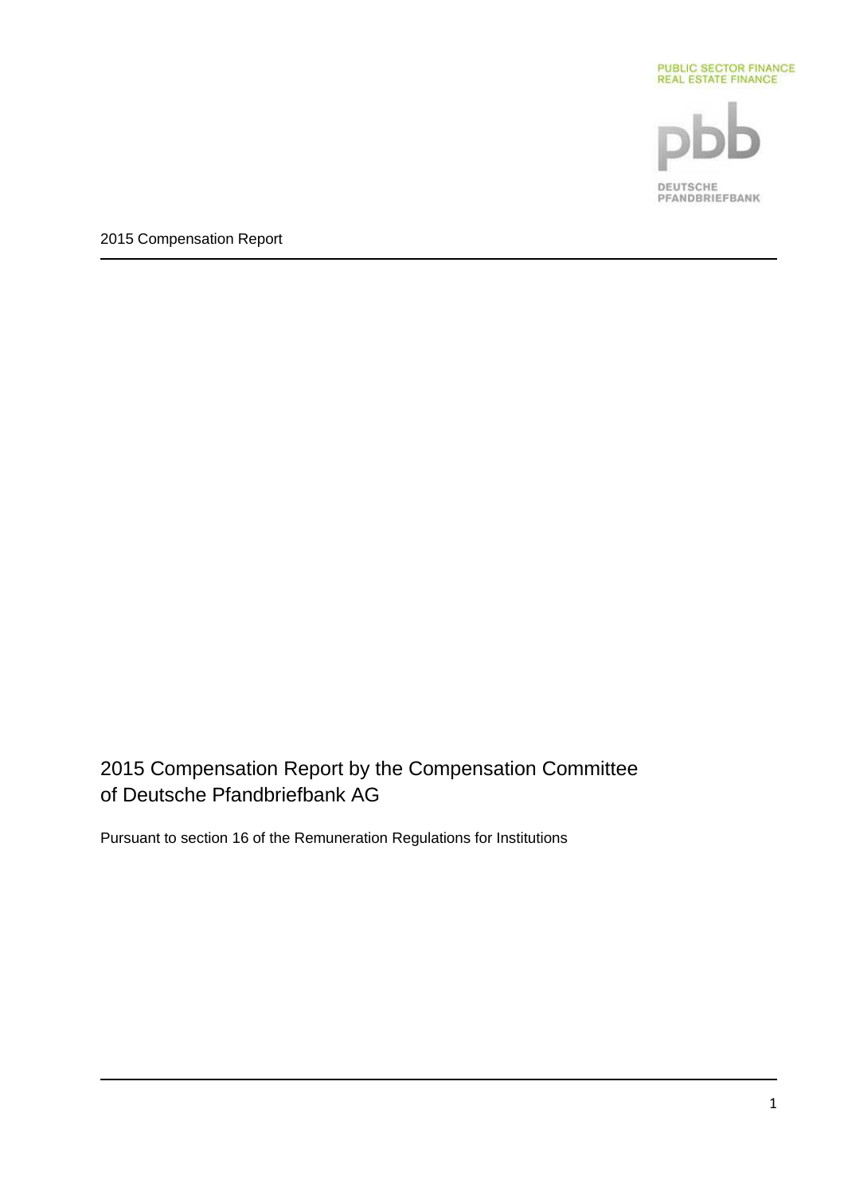PUBLIC SECTOR FINANCE
REAL ESTATE FINANCE

pbb

DEUTSCHE PFANDBRIEFBANK

2015 Compensation Report

# 2015 Compensation Report by the Compensation Committee of Deutsche Pfandbriefbank AG

Pursuant to section 16 of the Remuneration Regulations for Institutions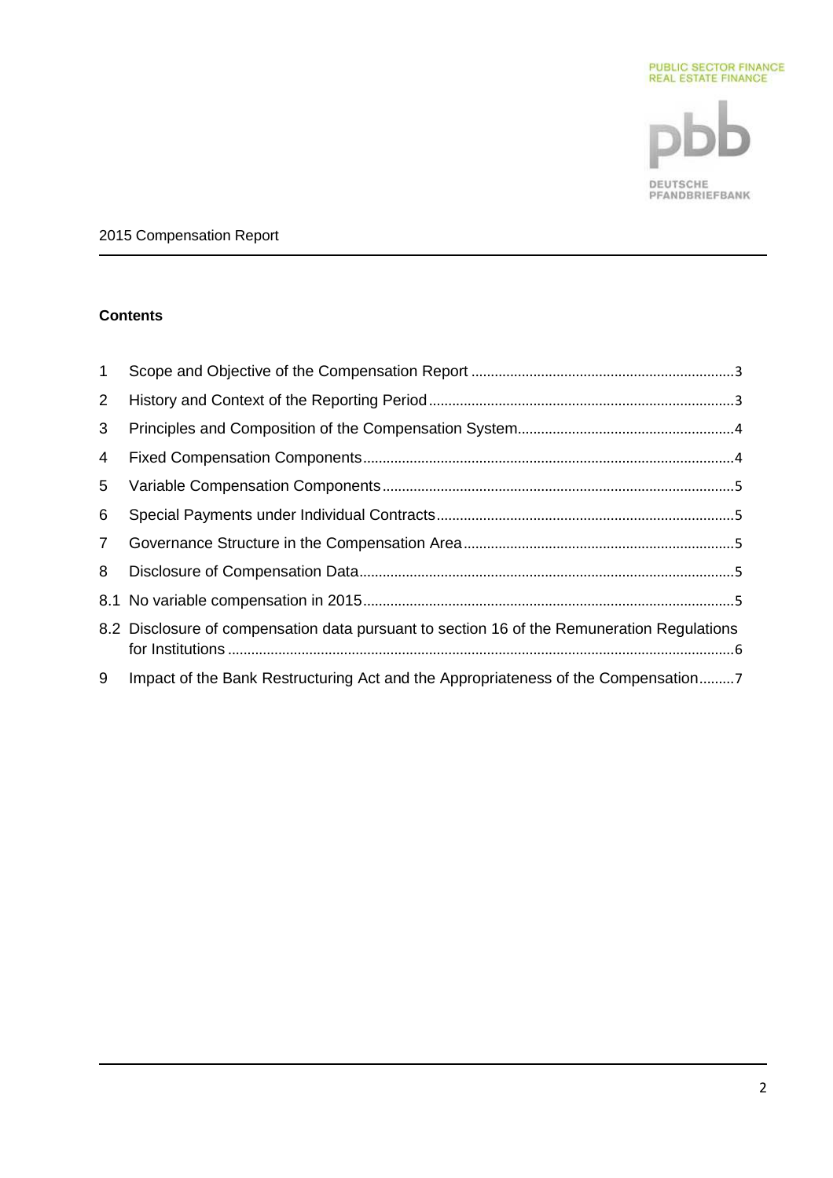2015 Compensation Report

**Contents**

1 Scope and Objective of the Compensation Report ........................................................ 3

2 History and Context of the Reporting Period ................................................................ 3

3 Principles and Composition of the Compensation System ............................................ 4

4 Fixed Compensation Components ................................................................................. 4

5 Variable Compensation Components ............................................................................ 5

6 Special Payments under Individual Contracts ............................................................... 5

7 Governance Structure in the Compensation Area ......................................................... 5

8 Disclosure of Compensation Data ................................................................................. 5

8.1 No variable compensation in 2015 ............................................................................... 5

8.2 Disclosure of compensation data pursuant to section 16 of the Remuneration Regulations for Institutions ................................................................................................................ 6

9 Impact of the Bank Restructuring Act and the Appropriateness of the Compensation ......... 7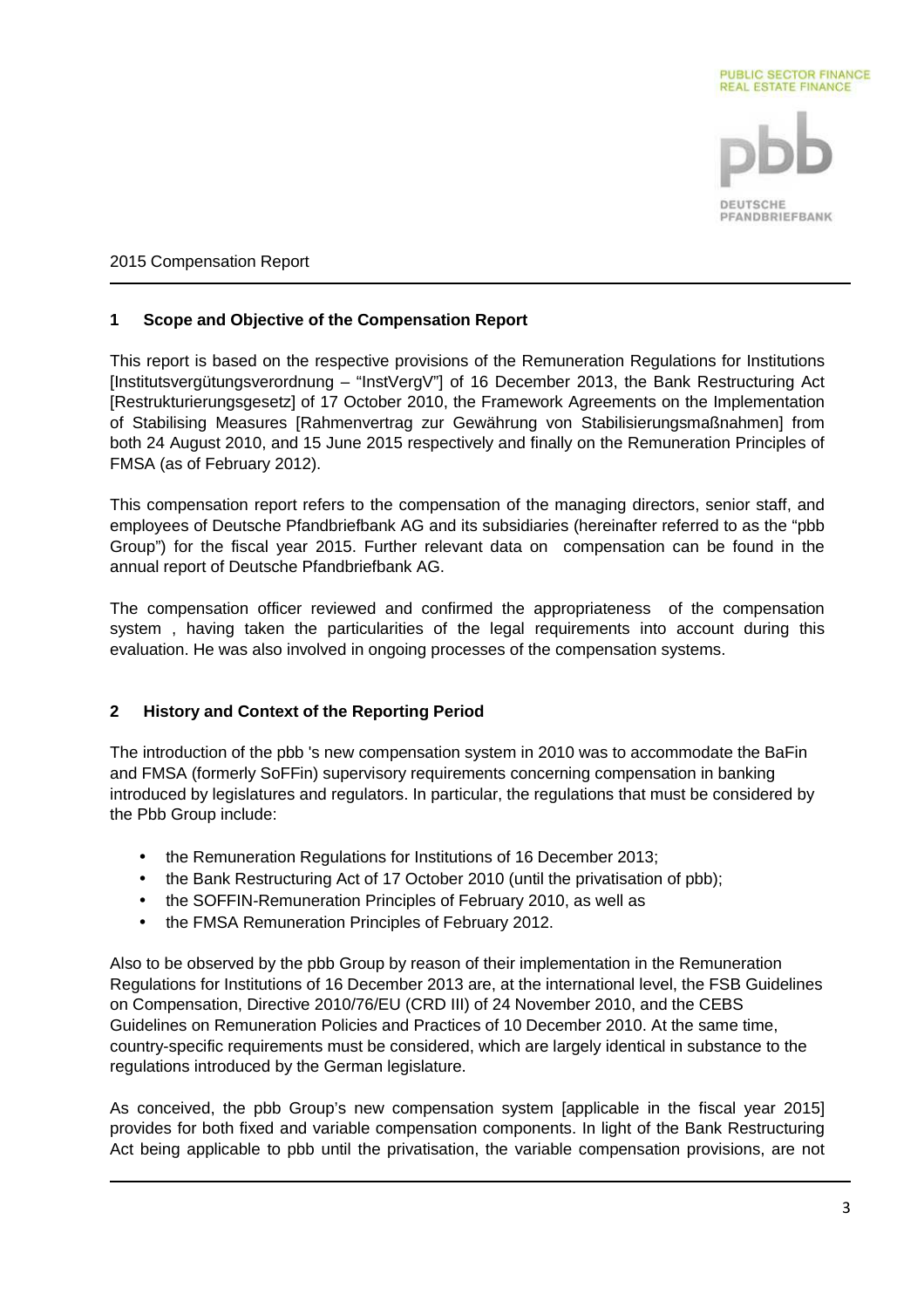2015 Compensation Report

## 1 Scope and Objective of the Compensation Report

This report is based on the respective provisions of the Remuneration Regulations for Institutions [Institutsvergütungsverordnung – "InstVergV"] of 16 December 2013, the Bank Restructuring Act [Restrukturierungsgesetz] of 17 October 2010, the Framework Agreements on the Implementation of Stabilising Measures [Rahmenvertrag zur Gewährung von Stabilisierungsmaßnahmen] from both 24 August 2010, and 15 June 2015 respectively and finally on the Remuneration Principles of FMSA (as of February 2012).

This compensation report refers to the compensation of the managing directors, senior staff, and employees of Deutsche Pfandbriefbank AG and its subsidiaries (hereinafter referred to as the "pbb Group") for the fiscal year 2015. Further relevant data on compensation can be found in the annual report of Deutsche Pfandbriefbank AG.

The compensation officer reviewed and confirmed the appropriateness of the compensation system , having taken the particularities of the legal requirements into account during this evaluation. He was also involved in ongoing processes of the compensation systems.

## 2 History and Context of the Reporting Period

The introduction of the pbb 's new compensation system in 2010 was to accommodate the BaFin and FMSA (formerly SoFFin) supervisory requirements concerning compensation in banking introduced by legislatures and regulators. In particular, the regulations that must be considered by the Pbb Group include:

- the Remuneration Regulations for Institutions of 16 December 2013;
- the Bank Restructuring Act of 17 October 2010 (until the privatisation of pbb);
- the SOFFIN-Remuneration Principles of February 2010, as well as
- the FMSA Remuneration Principles of February 2012.

Also to be observed by the pbb Group by reason of their implementation in the Remuneration Regulations for Institutions of 16 December 2013 are, at the international level, the FSB Guidelines on Compensation, Directive 2010/76/EU (CRD III) of 24 November 2010, and the CEBS Guidelines on Remuneration Policies and Practices of 10 December 2010. At the same time, country-specific requirements must be considered, which are largely identical in substance to the regulations introduced by the German legislature.

As conceived, the pbb Group's new compensation system [applicable in the fiscal year 2015] provides for both fixed and variable compensation components. In light of the Bank Restructuring Act being applicable to pbb until the privatisation, the variable compensation provisions, are not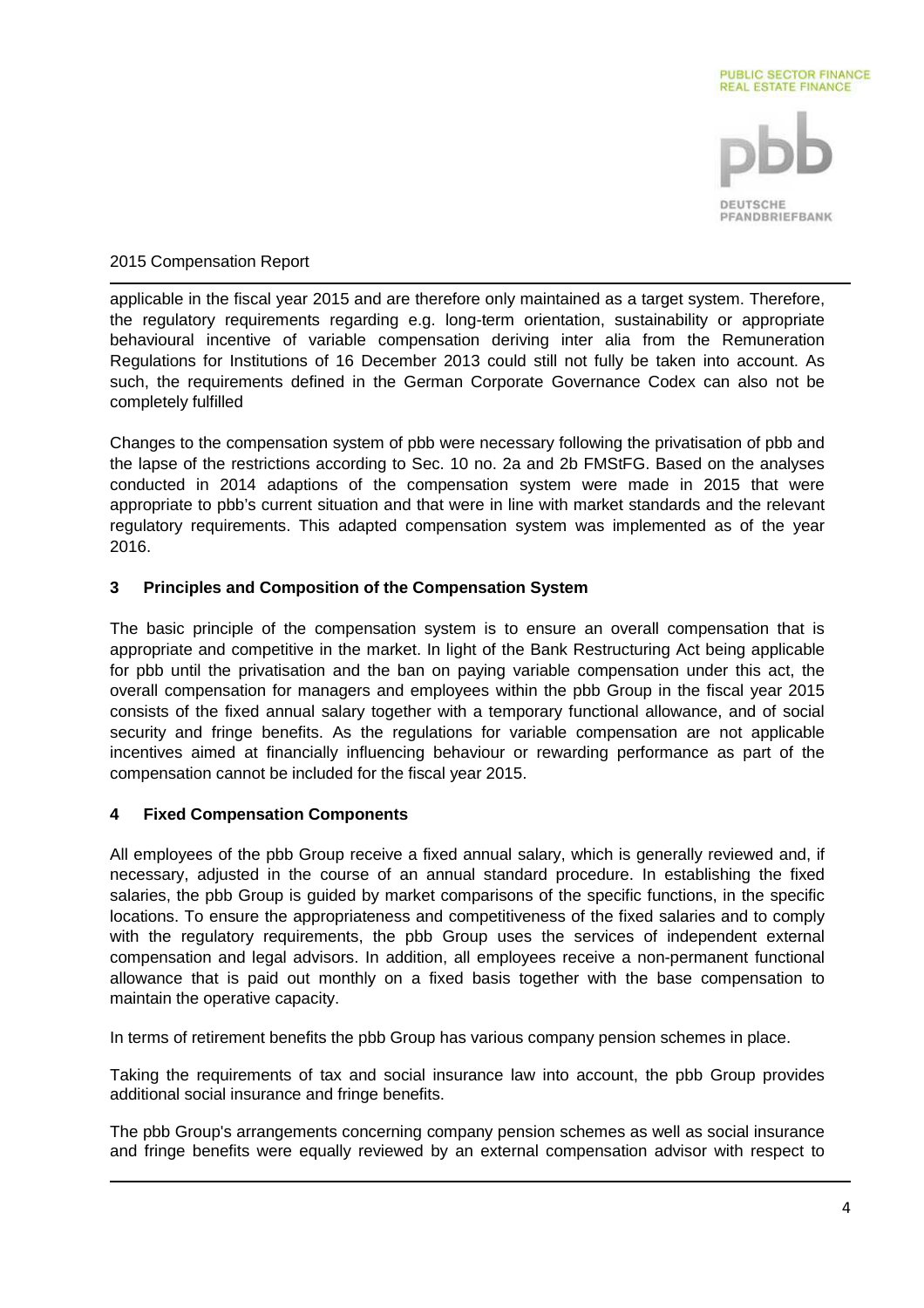applicable in the fiscal year 2015 and are therefore only maintained as a target system. Therefore, the regulatory requirements regarding e.g. long-term orientation, sustainability or appropriate behavioural incentive of variable compensation deriving inter alia from the Remuneration Regulations for Institutions of 16 December 2013 could still not fully be taken into account. As such, the requirements defined in the German Corporate Governance Codex can also not be completely fulfilled

Changes to the compensation system of pbb were necessary following the privatisation of pbb and the lapse of the restrictions according to Sec. 10 no. 2a and 2b FMStFG. Based on the analyses conducted in 2014 adaptions of the compensation system were made in 2015 that were appropriate to pbb's current situation and that were in line with market standards and the relevant regulatory requirements. This adapted compensation system was implemented as of the year 2016.

## 3 Principles and Composition of the Compensation System

The basic principle of the compensation system is to ensure an overall compensation that is appropriate and competitive in the market. In light of the Bank Restructuring Act being applicable for pbb until the privatisation and the ban on paying variable compensation under this act, the overall compensation for managers and employees within the pbb Group in the fiscal year 2015 consists of the fixed annual salary together with a temporary functional allowance, and of social security and fringe benefits. As the regulations for variable compensation are not applicable incentives aimed at financially influencing behaviour or rewarding performance as part of the compensation cannot be included for the fiscal year 2015.

## 4 Fixed Compensation Components

All employees of the pbb Group receive a fixed annual salary, which is generally reviewed and, if necessary, adjusted in the course of an annual standard procedure. In establishing the fixed salaries, the pbb Group is guided by market comparisons of the specific functions, in the specific locations. To ensure the appropriateness and competitiveness of the fixed salaries and to comply with the regulatory requirements, the pbb Group uses the services of independent external compensation and legal advisors. In addition, all employees receive a non-permanent functional allowance that is paid out monthly on a fixed basis together with the base compensation to maintain the operative capacity.

In terms of retirement benefits the pbb Group has various company pension schemes in place.

Taking the requirements of tax and social insurance law into account, the pbb Group provides additional social insurance and fringe benefits.

The pbb Group's arrangements concerning company pension schemes as well as social insurance and fringe benefits were equally reviewed by an external compensation advisor with respect to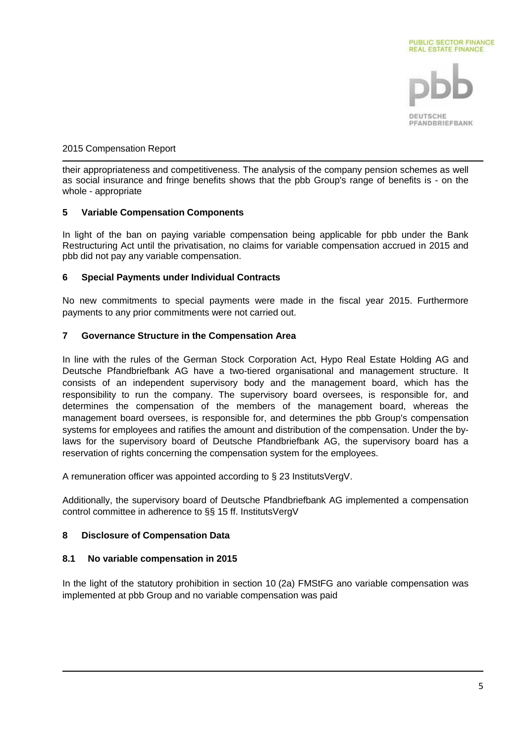their appropriateness and competitiveness. The analysis of the company pension schemes as well as social insurance and fringe benefits shows that the pbb Group's range of benefits is - on the whole - appropriate

## 5 Variable Compensation Components

In light of the ban on paying variable compensation being applicable for pbb under the Bank Restructuring Act until the privatisation, no claims for variable compensation accrued in 2015 and pbb did not pay any variable compensation.

## 6 Special Payments under Individual Contracts

No new commitments to special payments were made in the fiscal year 2015. Furthermore payments to any prior commitments were not carried out.

## 7 Governance Structure in the Compensation Area

In line with the rules of the German Stock Corporation Act, Hypo Real Estate Holding AG and Deutsche Pfandbriefbank AG have a two-tiered organisational and management structure. It consists of an independent supervisory body and the management board, which has the responsibility to run the company. The supervisory board oversees, is responsible for, and determines the compensation of the members of the management board, whereas the management board oversees, is responsible for, and determines the pbb Group's compensation systems for employees and ratifies the amount and distribution of the compensation. Under the by-laws for the supervisory board of Deutsche Pfandbriefbank AG, the supervisory board has a reservation of rights concerning the compensation system for the employees.

A remuneration officer was appointed according to § 23 InstitutsVergV.

Additionally, the supervisory board of Deutsche Pfandbriefbank AG implemented a compensation control committee in adherence to §§ 15 ff. InstitutsVergV

## 8 Disclosure of Compensation Data

### 8.1 No variable compensation in 2015

In the light of the statutory prohibition in section 10 (2a) FMStFG ano variable compensation was implemented at pbb Group and no variable compensation was paid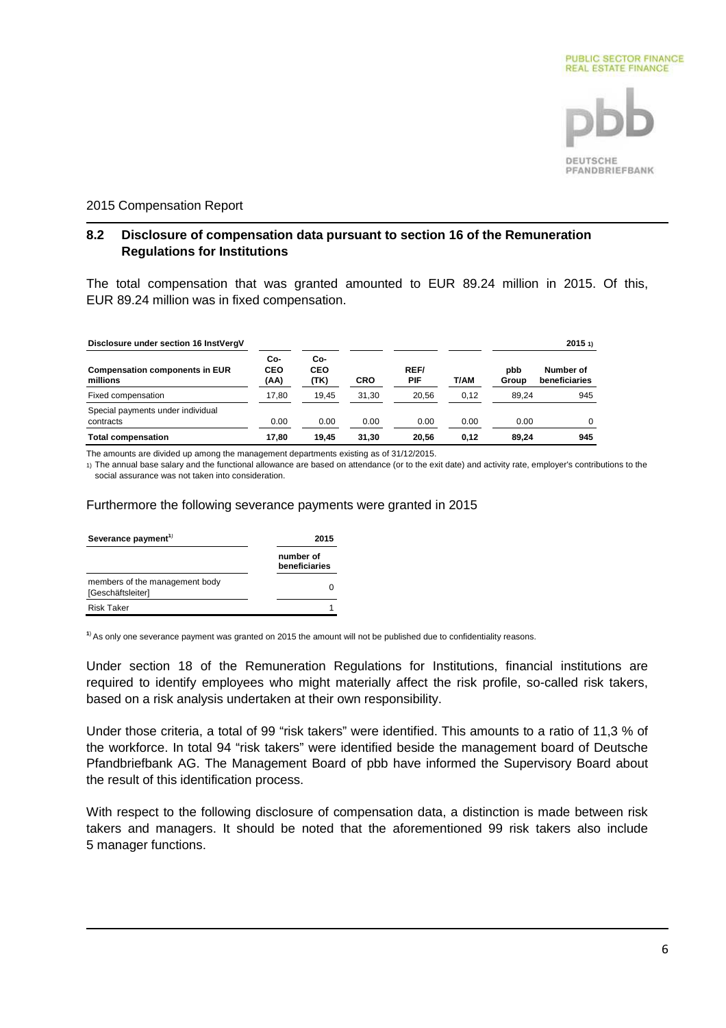2015 Compensation Report

## 8.2 Disclosure of compensation data pursuant to section 16 of the Remuneration Regulations for Institutions

The total compensation that was granted amounted to EUR 89.24 million in 2015. Of this, EUR 89.24 million was in fixed compensation.

| Disclosure under section 16 InstVergV | | | | | | | 2015 1) |
|---|---|---|---|---|---|---|---|
| **Compensation components in EUR millions** | **Co-CEO (AA)** | **Co-CEO (TK)** | **CRO** | **REF/ PIF** | **T/AM** | **pbb Group** | **Number of beneficiaries** |
| Fixed compensation | 17,80 | 19,45 | 31,30 | 20,56 | 0,12 | 89,24 | 945 |
| Special payments under individual contracts | 0.00 | 0.00 | 0.00 | 0.00 | 0.00 | 0.00 | 0 |
| **Total compensation** | **17,80** | **19,45** | **31,30** | **20,56** | **0,12** | **89,24** | **945** |

The amounts are divided up among the management departments existing as of 31/12/2015.

1) The annual base salary and the functional allowance are based on attendance (or to the exit date) and activity rate, employer's contributions to the social assurance was not taken into consideration.

Furthermore the following severance payments were granted in 2015

| Severance payment[1] | 2015 |
|---|---|
| | number of beneficiaries |
| members of the management body [Geschäftsleiter] | 0 |
| Risk Taker | 1 |

[1] As only one severance payment was granted on 2015 the amount will not be published due to confidentiality reasons.

Under section 18 of the Remuneration Regulations for Institutions, financial institutions are required to identify employees who might materially affect the risk profile, so-called risk takers, based on a risk analysis undertaken at their own responsibility.

Under those criteria, a total of 99 "risk takers" were identified. This amounts to a ratio of 11,3 % of the workforce. In total 94 "risk takers" were identified beside the management board of Deutsche Pfandbriefbank AG. The Management Board of pbb have informed the Supervisory Board about the result of this identification process.

With respect to the following disclosure of compensation data, a distinction is made between risk takers and managers. It should be noted that the aforementioned 99 risk takers also include 5 manager functions.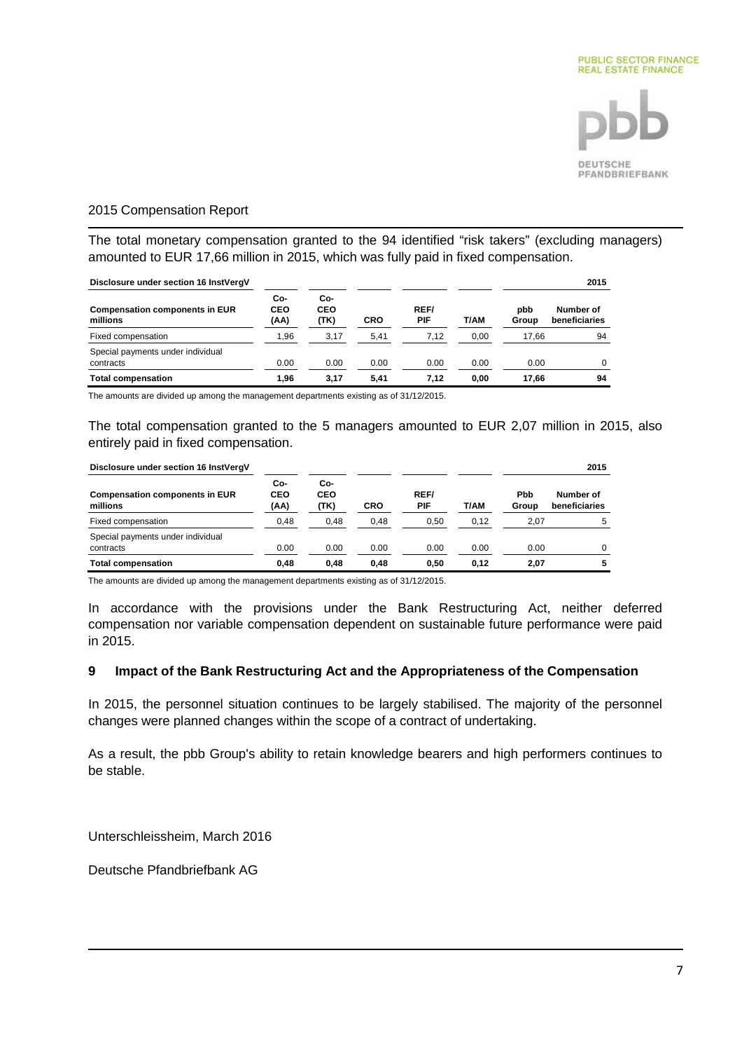2015 Compensation Report

The total monetary compensation granted to the 94 identified "risk takers" (excluding managers) amounted to EUR 17,66 million in 2015, which was fully paid in fixed compensation.

| Disclosure under section 16 InstVergV | | | | | | | 2015 |
|---|---|---|---|---|---|---|---|
| **Compensation components in EUR millions** | **Co-CEO (AA)** | **Co-CEO (TK)** | **CRO** | **REF/ PIF** | **T/AM** | **pbb Group** | **Number of beneficiaries** |
| Fixed compensation | 1,96 | 3,17 | 5,41 | 7,12 | 0,00 | 17,66 | 94 |
| Special payments under individual contracts | 0.00 | 0.00 | 0.00 | 0.00 | 0.00 | 0.00 | 0 |
| **Total compensation** | **1,96** | **3,17** | **5,41** | **7,12** | **0,00** | **17,66** | **94** |

The amounts are divided up among the management departments existing as of 31/12/2015.

The total compensation granted to the 5 managers amounted to EUR 2,07 million in 2015, also entirely paid in fixed compensation.

| Disclosure under section 16 InstVergV | | | | | | | 2015 |
|---|---|---|---|---|---|---|---|
| **Compensation components in EUR millions** | **Co-CEO (AA)** | **Co-CEO (TK)** | **CRO** | **REF/ PIF** | **T/AM** | **Pbb Group** | **Number of beneficiaries** |
| Fixed compensation | 0,48 | 0,48 | 0,48 | 0,50 | 0,12 | 2,07 | 5 |
| Special payments under individual contracts | 0.00 | 0.00 | 0.00 | 0.00 | 0.00 | 0.00 | 0 |
| **Total compensation** | **0,48** | **0,48** | **0,48** | **0,50** | **0,12** | **2,07** | **5** |

The amounts are divided up among the management departments existing as of 31/12/2015.

In accordance with the provisions under the Bank Restructuring Act, neither deferred compensation nor variable compensation dependent on sustainable future performance were paid in 2015.

## 9 Impact of the Bank Restructuring Act and the Appropriateness of the Compensation

In 2015, the personnel situation continues to be largely stabilised. The majority of the personnel changes were planned changes within the scope of a contract of undertaking.

As a result, the pbb Group's ability to retain knowledge bearers and high performers continues to be stable.

Unterschleissheim, March 2016

Deutsche Pfandbriefbank AG